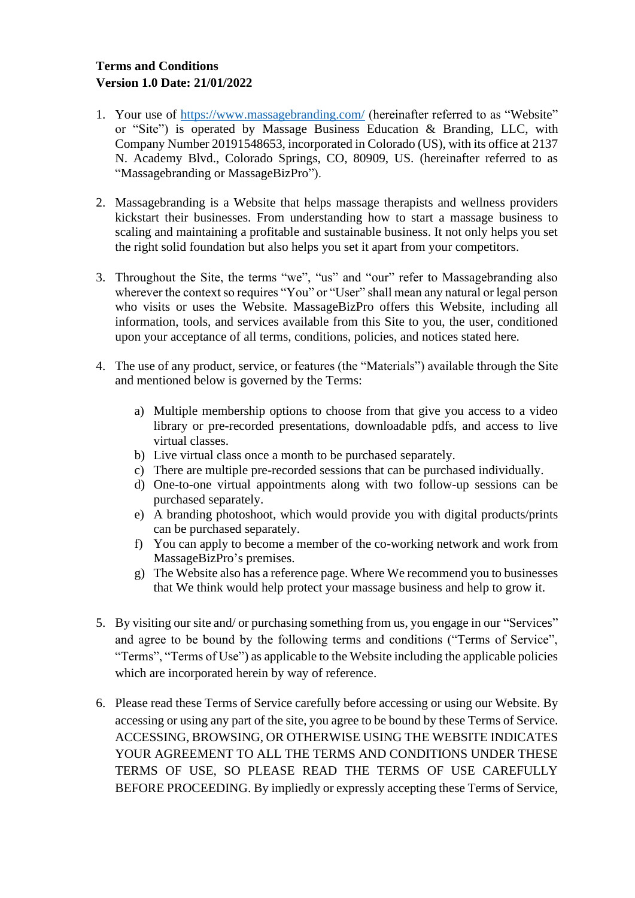**Terms and Conditions**
**Version 1.0 Date: 21/01/2022**

1. Your use of https://www.massagebranding.com/ (hereinafter referred to as "Website" or "Site") is operated by Massage Business Education & Branding, LLC, with Company Number 20191548653, incorporated in Colorado (US), with its office at 2137 N. Academy Blvd., Colorado Springs, CO, 80909, US. (hereinafter referred to as "Massagebranding or MassageBizPro").

2. Massagebranding is a Website that helps massage therapists and wellness providers kickstart their businesses. From understanding how to start a massage business to scaling and maintaining a profitable and sustainable business. It not only helps you set the right solid foundation but also helps you set it apart from your competitors.

3. Throughout the Site, the terms "we", "us" and "our" refer to Massagebranding also wherever the context so requires "You" or "User" shall mean any natural or legal person who visits or uses the Website. MassageBizPro offers this Website, including all information, tools, and services available from this Site to you, the user, conditioned upon your acceptance of all terms, conditions, policies, and notices stated here.

4. The use of any product, service, or features (the "Materials") available through the Site and mentioned below is governed by the Terms:

   a) Multiple membership options to choose from that give you access to a video library or pre-recorded presentations, downloadable pdfs, and access to live virtual classes.
   b) Live virtual class once a month to be purchased separately.
   c) There are multiple pre-recorded sessions that can be purchased individually.
   d) One-to-one virtual appointments along with two follow-up sessions can be purchased separately.
   e) A branding photoshoot, which would provide you with digital products/prints can be purchased separately.
   f) You can apply to become a member of the co-working network and work from MassageBizPro's premises.
   g) The Website also has a reference page. Where We recommend you to businesses that We think would help protect your massage business and help to grow it.

5. By visiting our site and/ or purchasing something from us, you engage in our "Services" and agree to be bound by the following terms and conditions ("Terms of Service", "Terms", "Terms of Use") as applicable to the Website including the applicable policies which are incorporated herein by way of reference.

6. Please read these Terms of Service carefully before accessing or using our Website. By accessing or using any part of the site, you agree to be bound by these Terms of Service. ACCESSING, BROWSING, OR OTHERWISE USING THE WEBSITE INDICATES YOUR AGREEMENT TO ALL THE TERMS AND CONDITIONS UNDER THESE TERMS OF USE, SO PLEASE READ THE TERMS OF USE CAREFULLY BEFORE PROCEEDING. By impliedly or expressly accepting these Terms of Service,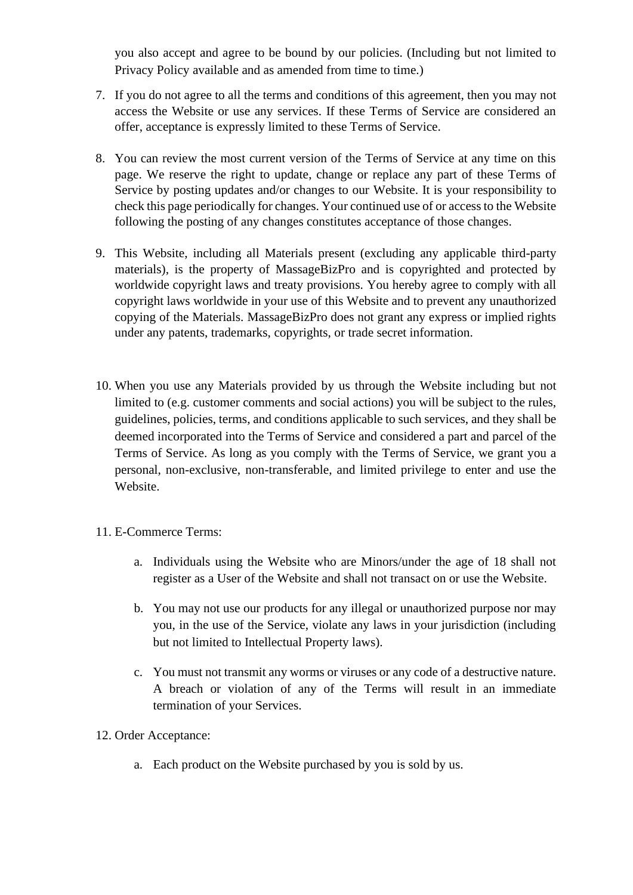you also accept and agree to be bound by our policies. (Including but not limited to Privacy Policy available and as amended from time to time.)

7. If you do not agree to all the terms and conditions of this agreement, then you may not access the Website or use any services. If these Terms of Service are considered an offer, acceptance is expressly limited to these Terms of Service.

8. You can review the most current version of the Terms of Service at any time on this page. We reserve the right to update, change or replace any part of these Terms of Service by posting updates and/or changes to our Website. It is your responsibility to check this page periodically for changes. Your continued use of or access to the Website following the posting of any changes constitutes acceptance of those changes.

9. This Website, including all Materials present (excluding any applicable third-party materials), is the property of MassageBizPro and is copyrighted and protected by worldwide copyright laws and treaty provisions. You hereby agree to comply with all copyright laws worldwide in your use of this Website and to prevent any unauthorized copying of the Materials. MassageBizPro does not grant any express or implied rights under any patents, trademarks, copyrights, or trade secret information.

10. When you use any Materials provided by us through the Website including but not limited to (e.g. customer comments and social actions) you will be subject to the rules, guidelines, policies, terms, and conditions applicable to such services, and they shall be deemed incorporated into the Terms of Service and considered a part and parcel of the Terms of Service. As long as you comply with the Terms of Service, we grant you a personal, non-exclusive, non-transferable, and limited privilege to enter and use the Website.

11. E-Commerce Terms:

    a. Individuals using the Website who are Minors/under the age of 18 shall not register as a User of the Website and shall not transact on or use the Website.

    b. You may not use our products for any illegal or unauthorized purpose nor may you, in the use of the Service, violate any laws in your jurisdiction (including but not limited to Intellectual Property laws).

    c. You must not transmit any worms or viruses or any code of a destructive nature. A breach or violation of any of the Terms will result in an immediate termination of your Services.

12. Order Acceptance:

    a. Each product on the Website purchased by you is sold by us.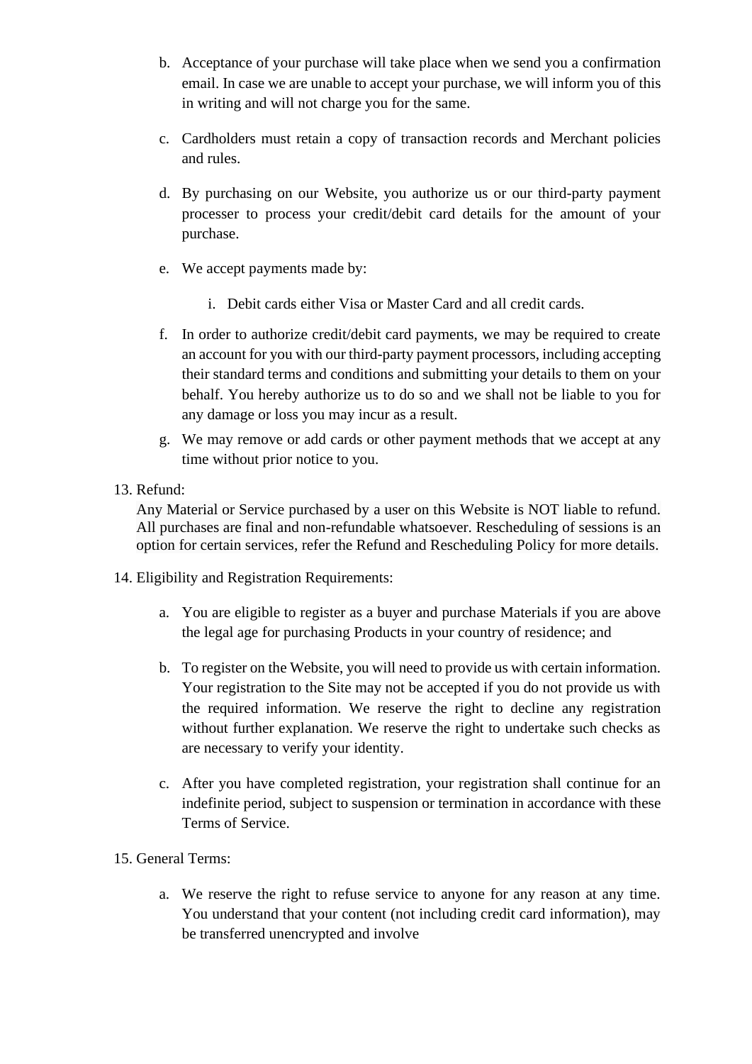b. Acceptance of your purchase will take place when we send you a confirmation email. In case we are unable to accept your purchase, we will inform you of this in writing and will not charge you for the same.

c. Cardholders must retain a copy of transaction records and Merchant policies and rules.

d. By purchasing on our Website, you authorize us or our third-party payment processer to process your credit/debit card details for the amount of your purchase.

e. We accept payments made by:

   i. Debit cards either Visa or Master Card and all credit cards.

f. In order to authorize credit/debit card payments, we may be required to create an account for you with our third-party payment processors, including accepting their standard terms and conditions and submitting your details to them on your behalf. You hereby authorize us to do so and we shall not be liable to you for any damage or loss you may incur as a result.

g. We may remove or add cards or other payment methods that we accept at any time without prior notice to you.

13. Refund:
Any Material or Service purchased by a user on this Website is NOT liable to refund. All purchases are final and non-refundable whatsoever. Rescheduling of sessions is an option for certain services, refer the Refund and Rescheduling Policy for more details.

14. Eligibility and Registration Requirements:

a. You are eligible to register as a buyer and purchase Materials if you are above the legal age for purchasing Products in your country of residence; and

b. To register on the Website, you will need to provide us with certain information. Your registration to the Site may not be accepted if you do not provide us with the required information. We reserve the right to decline any registration without further explanation. We reserve the right to undertake such checks as are necessary to verify your identity.

c. After you have completed registration, your registration shall continue for an indefinite period, subject to suspension or termination in accordance with these Terms of Service.

15. General Terms:

a. We reserve the right to refuse service to anyone for any reason at any time. You understand that your content (not including credit card information), may be transferred unencrypted and involve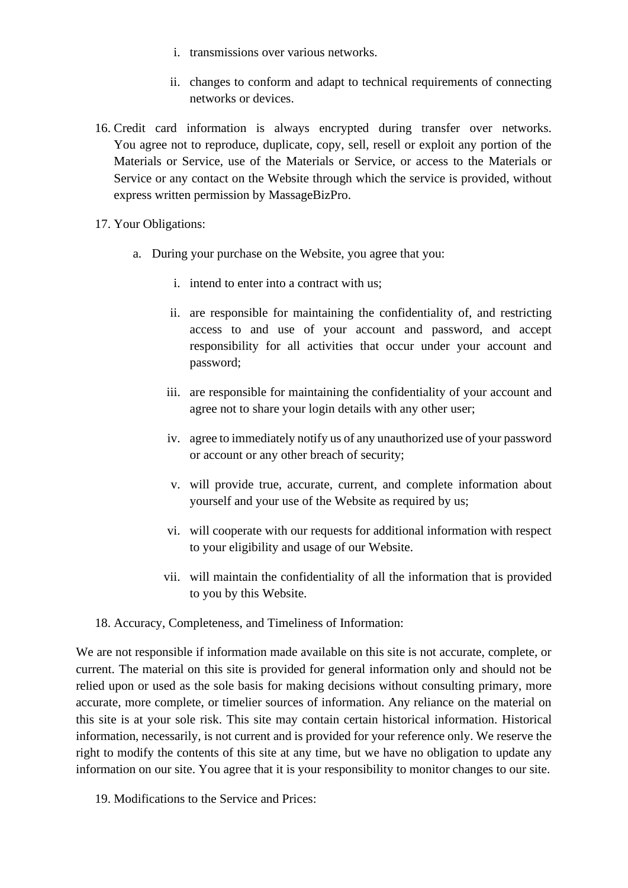i. transmissions over various networks.

   ii. changes to conform and adapt to technical requirements of connecting networks or devices.

16. Credit card information is always encrypted during transfer over networks. You agree not to reproduce, duplicate, copy, sell, resell or exploit any portion of the Materials or Service, use of the Materials or Service, or access to the Materials or Service or any contact on the Website through which the service is provided, without express written permission by MassageBizPro.

17. Your Obligations:

   a. During your purchase on the Website, you agree that you:

      i. intend to enter into a contract with us;

      ii. are responsible for maintaining the confidentiality of, and restricting access to and use of your account and password, and accept responsibility for all activities that occur under your account and password;

      iii. are responsible for maintaining the confidentiality of your account and agree not to share your login details with any other user;

      iv. agree to immediately notify us of any unauthorized use of your password or account or any other breach of security;

      v. will provide true, accurate, current, and complete information about yourself and your use of the Website as required by us;

      vi. will cooperate with our requests for additional information with respect to your eligibility and usage of our Website.

      vii. will maintain the confidentiality of all the information that is provided to you by this Website.

18. Accuracy, Completeness, and Timeliness of Information:

We are not responsible if information made available on this site is not accurate, complete, or current. The material on this site is provided for general information only and should not be relied upon or used as the sole basis for making decisions without consulting primary, more accurate, more complete, or timelier sources of information. Any reliance on the material on this site is at your sole risk. This site may contain certain historical information. Historical information, necessarily, is not current and is provided for your reference only. We reserve the right to modify the contents of this site at any time, but we have no obligation to update any information on our site. You agree that it is your responsibility to monitor changes to our site.

19. Modifications to the Service and Prices: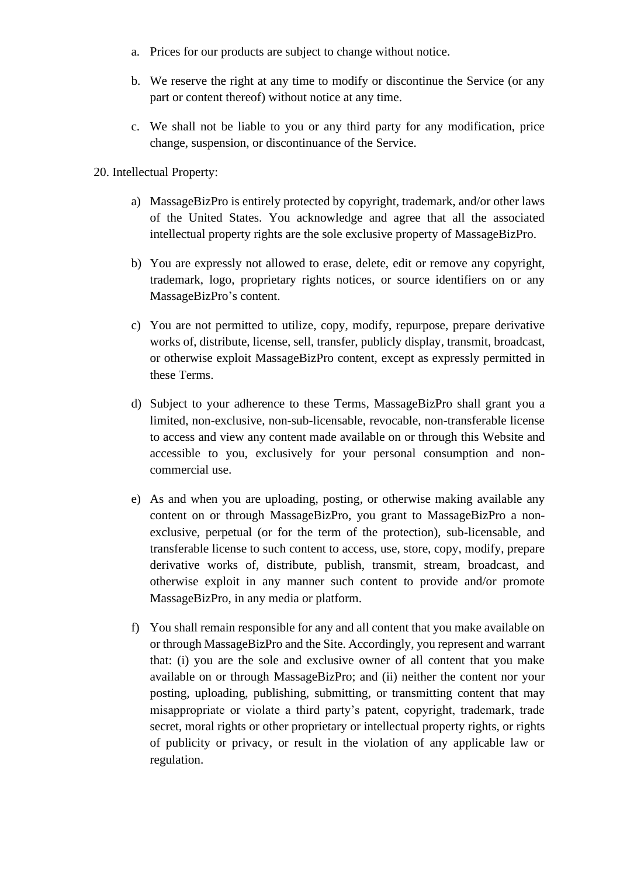a. Prices for our products are subject to change without notice.

b. We reserve the right at any time to modify or discontinue the Service (or any part or content thereof) without notice at any time.

c. We shall not be liable to you or any third party for any modification, price change, suspension, or discontinuance of the Service.

20. Intellectual Property:

a) MassageBizPro is entirely protected by copyright, trademark, and/or other laws of the United States. You acknowledge and agree that all the associated intellectual property rights are the sole exclusive property of MassageBizPro.

b) You are expressly not allowed to erase, delete, edit or remove any copyright, trademark, logo, proprietary rights notices, or source identifiers on or any MassageBizPro's content.

c) You are not permitted to utilize, copy, modify, repurpose, prepare derivative works of, distribute, license, sell, transfer, publicly display, transmit, broadcast, or otherwise exploit MassageBizPro content, except as expressly permitted in these Terms.

d) Subject to your adherence to these Terms, MassageBizPro shall grant you a limited, non-exclusive, non-sub-licensable, revocable, non-transferable license to access and view any content made available on or through this Website and accessible to you, exclusively for your personal consumption and non-commercial use.

e) As and when you are uploading, posting, or otherwise making available any content on or through MassageBizPro, you grant to MassageBizPro a non-exclusive, perpetual (or for the term of the protection), sub-licensable, and transferable license to such content to access, use, store, copy, modify, prepare derivative works of, distribute, publish, transmit, stream, broadcast, and otherwise exploit in any manner such content to provide and/or promote MassageBizPro, in any media or platform.

f) You shall remain responsible for any and all content that you make available on or through MassageBizPro and the Site. Accordingly, you represent and warrant that: (i) you are the sole and exclusive owner of all content that you make available on or through MassageBizPro; and (ii) neither the content nor your posting, uploading, publishing, submitting, or transmitting content that may misappropriate or violate a third party's patent, copyright, trademark, trade secret, moral rights or other proprietary or intellectual property rights, or rights of publicity or privacy, or result in the violation of any applicable law or regulation.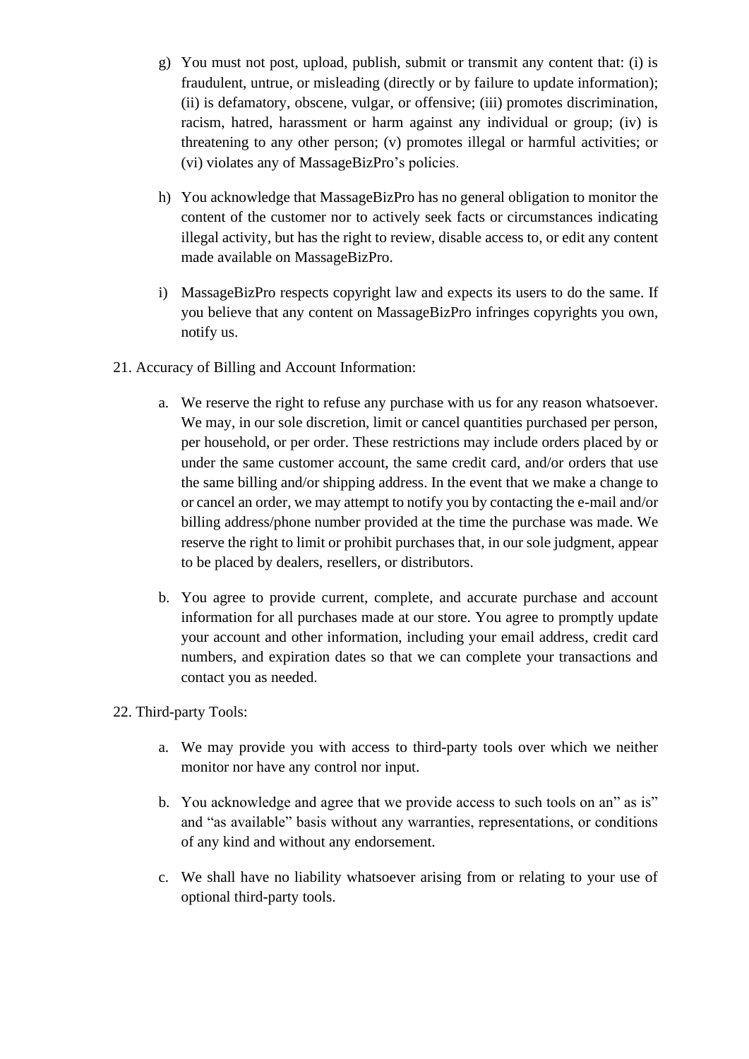g) You must not post, upload, publish, submit or transmit any content that: (i) is fraudulent, untrue, or misleading (directly or by failure to update information); (ii) is defamatory, obscene, vulgar, or offensive; (iii) promotes discrimination, racism, hatred, harassment or harm against any individual or group; (iv) is threatening to any other person; (v) promotes illegal or harmful activities; or (vi) violates any of MassageBizPro's policies.

h) You acknowledge that MassageBizPro has no general obligation to monitor the content of the customer nor to actively seek facts or circumstances indicating illegal activity, but has the right to review, disable access to, or edit any content made available on MassageBizPro.

i) MassageBizPro respects copyright law and expects its users to do the same. If you believe that any content on MassageBizPro infringes copyrights you own, notify us.

21. Accuracy of Billing and Account Information:

a. We reserve the right to refuse any purchase with us for any reason whatsoever. We may, in our sole discretion, limit or cancel quantities purchased per person, per household, or per order. These restrictions may include orders placed by or under the same customer account, the same credit card, and/or orders that use the same billing and/or shipping address. In the event that we make a change to or cancel an order, we may attempt to notify you by contacting the e-mail and/or billing address/phone number provided at the time the purchase was made. We reserve the right to limit or prohibit purchases that, in our sole judgment, appear to be placed by dealers, resellers, or distributors.

b. You agree to provide current, complete, and accurate purchase and account information for all purchases made at our store. You agree to promptly update your account and other information, including your email address, credit card numbers, and expiration dates so that we can complete your transactions and contact you as needed.

22. Third-party Tools:

a. We may provide you with access to third-party tools over which we neither monitor nor have any control nor input.

b. You acknowledge and agree that we provide access to such tools on an" as is" and "as available" basis without any warranties, representations, or conditions of any kind and without any endorsement.

c. We shall have no liability whatsoever arising from or relating to your use of optional third-party tools.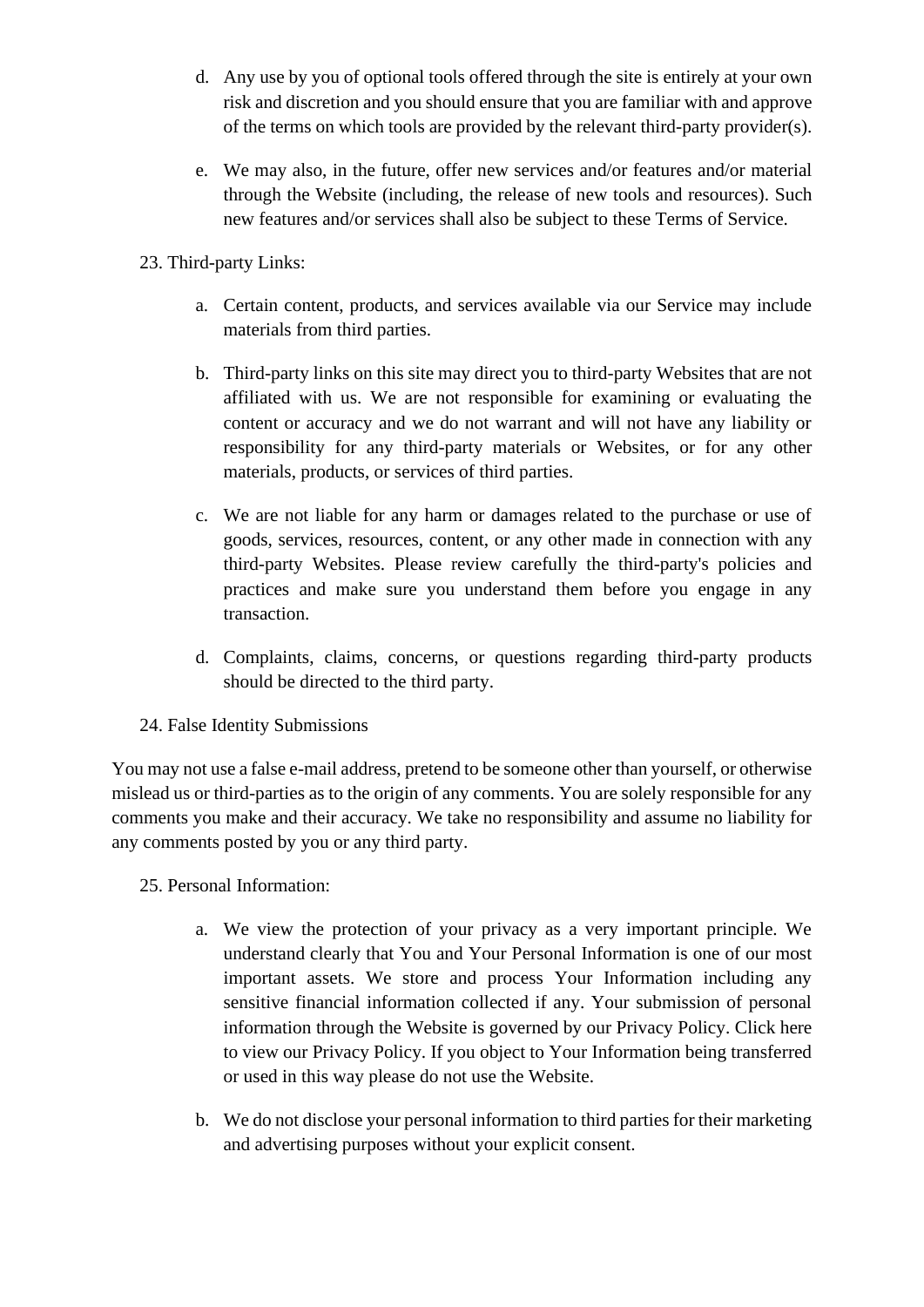d. Any use by you of optional tools offered through the site is entirely at your own risk and discretion and you should ensure that you are familiar with and approve of the terms on which tools are provided by the relevant third-party provider(s).

e. We may also, in the future, offer new services and/or features and/or material through the Website (including, the release of new tools and resources). Such new features and/or services shall also be subject to these Terms of Service.

23. Third-party Links:

a. Certain content, products, and services available via our Service may include materials from third parties.

b. Third-party links on this site may direct you to third-party Websites that are not affiliated with us. We are not responsible for examining or evaluating the content or accuracy and we do not warrant and will not have any liability or responsibility for any third-party materials or Websites, or for any other materials, products, or services of third parties.

c. We are not liable for any harm or damages related to the purchase or use of goods, services, resources, content, or any other made in connection with any third-party Websites. Please review carefully the third-party's policies and practices and make sure you understand them before you engage in any transaction.

d. Complaints, claims, concerns, or questions regarding third-party products should be directed to the third party.

24. False Identity Submissions

You may not use a false e-mail address, pretend to be someone other than yourself, or otherwise mislead us or third-parties as to the origin of any comments. You are solely responsible for any comments you make and their accuracy. We take no responsibility and assume no liability for any comments posted by you or any third party.

25. Personal Information:

a. We view the protection of your privacy as a very important principle. We understand clearly that You and Your Personal Information is one of our most important assets. We store and process Your Information including any sensitive financial information collected if any. Your submission of personal information through the Website is governed by our Privacy Policy. Click here to view our Privacy Policy. If you object to Your Information being transferred or used in this way please do not use the Website.

b. We do not disclose your personal information to third parties for their marketing and advertising purposes without your explicit consent.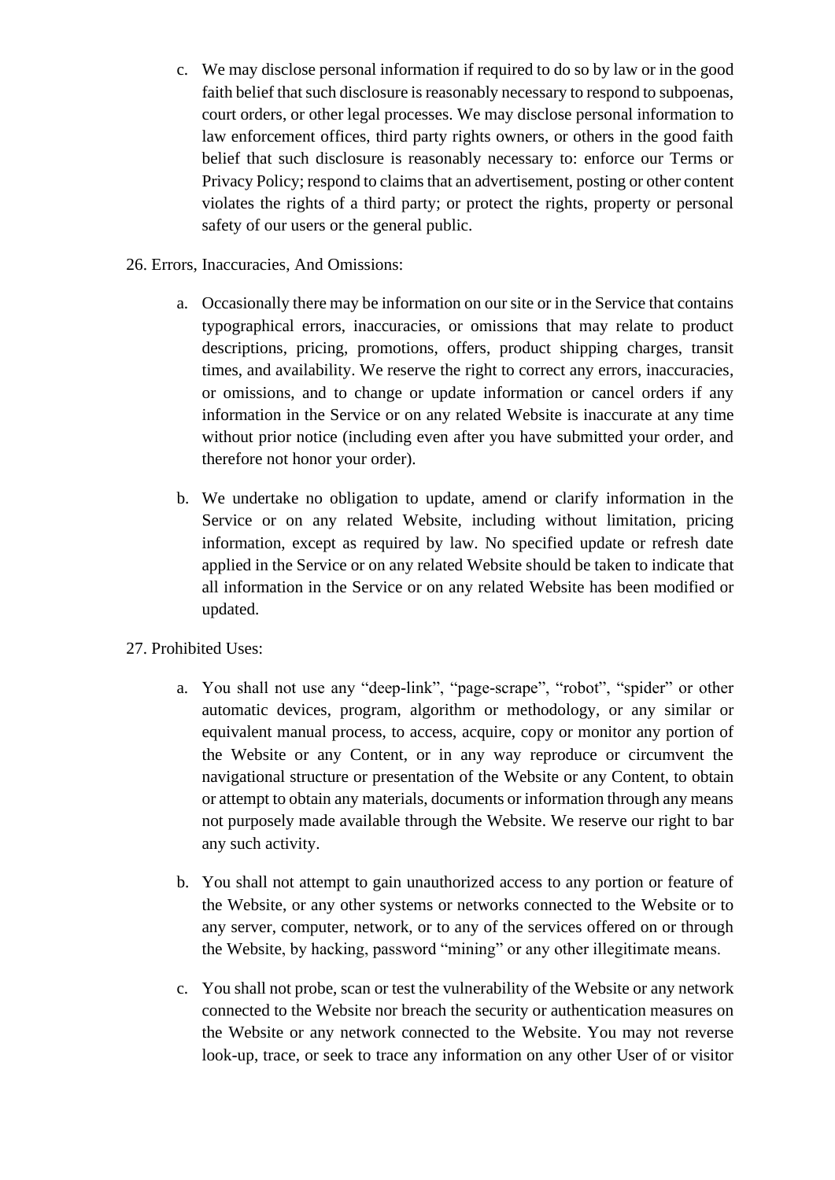c. We may disclose personal information if required to do so by law or in the good faith belief that such disclosure is reasonably necessary to respond to subpoenas, court orders, or other legal processes. We may disclose personal information to law enforcement offices, third party rights owners, or others in the good faith belief that such disclosure is reasonably necessary to: enforce our Terms or Privacy Policy; respond to claims that an advertisement, posting or other content violates the rights of a third party; or protect the rights, property or personal safety of our users or the general public.

26. Errors, Inaccuracies, And Omissions:

a. Occasionally there may be information on our site or in the Service that contains typographical errors, inaccuracies, or omissions that may relate to product descriptions, pricing, promotions, offers, product shipping charges, transit times, and availability. We reserve the right to correct any errors, inaccuracies, or omissions, and to change or update information or cancel orders if any information in the Service or on any related Website is inaccurate at any time without prior notice (including even after you have submitted your order, and therefore not honor your order).

b. We undertake no obligation to update, amend or clarify information in the Service or on any related Website, including without limitation, pricing information, except as required by law. No specified update or refresh date applied in the Service or on any related Website should be taken to indicate that all information in the Service or on any related Website has been modified or updated.

27. Prohibited Uses:

a. You shall not use any "deep-link", "page-scrape", "robot", "spider" or other automatic devices, program, algorithm or methodology, or any similar or equivalent manual process, to access, acquire, copy or monitor any portion of the Website or any Content, or in any way reproduce or circumvent the navigational structure or presentation of the Website or any Content, to obtain or attempt to obtain any materials, documents or information through any means not purposely made available through the Website. We reserve our right to bar any such activity.

b. You shall not attempt to gain unauthorized access to any portion or feature of the Website, or any other systems or networks connected to the Website or to any server, computer, network, or to any of the services offered on or through the Website, by hacking, password "mining" or any other illegitimate means.

c. You shall not probe, scan or test the vulnerability of the Website or any network connected to the Website nor breach the security or authentication measures on the Website or any network connected to the Website. You may not reverse look-up, trace, or seek to trace any information on any other User of or visitor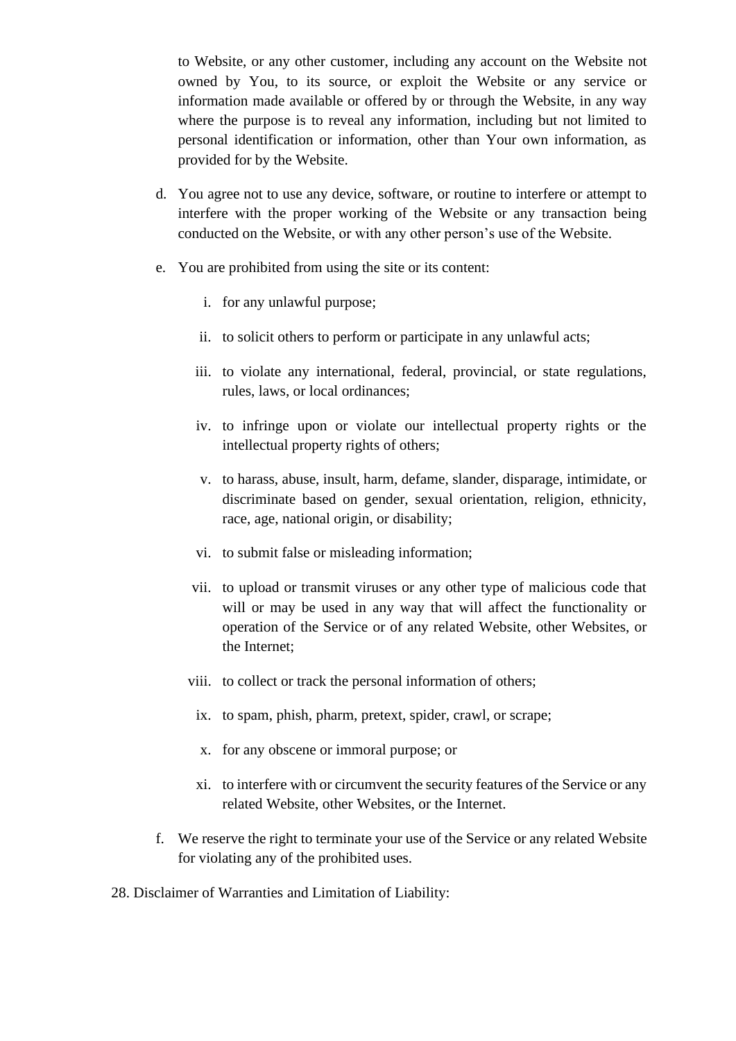to Website, or any other customer, including any account on the Website not owned by You, to its source, or exploit the Website or any service or information made available or offered by or through the Website, in any way where the purpose is to reveal any information, including but not limited to personal identification or information, other than Your own information, as provided for by the Website.

d. You agree not to use any device, software, or routine to interfere or attempt to interfere with the proper working of the Website or any transaction being conducted on the Website, or with any other person's use of the Website.

e. You are prohibited from using the site or its content:

   i. for any unlawful purpose;

   ii. to solicit others to perform or participate in any unlawful acts;

   iii. to violate any international, federal, provincial, or state regulations, rules, laws, or local ordinances;

   iv. to infringe upon or violate our intellectual property rights or the intellectual property rights of others;

   v. to harass, abuse, insult, harm, defame, slander, disparage, intimidate, or discriminate based on gender, sexual orientation, religion, ethnicity, race, age, national origin, or disability;

   vi. to submit false or misleading information;

   vii. to upload or transmit viruses or any other type of malicious code that will or may be used in any way that will affect the functionality or operation of the Service or of any related Website, other Websites, or the Internet;

   viii. to collect or track the personal information of others;

   ix. to spam, phish, pharm, pretext, spider, crawl, or scrape;

   x. for any obscene or immoral purpose; or

   xi. to interfere with or circumvent the security features of the Service or any related Website, other Websites, or the Internet.

f. We reserve the right to terminate your use of the Service or any related Website for violating any of the prohibited uses.

28. Disclaimer of Warranties and Limitation of Liability: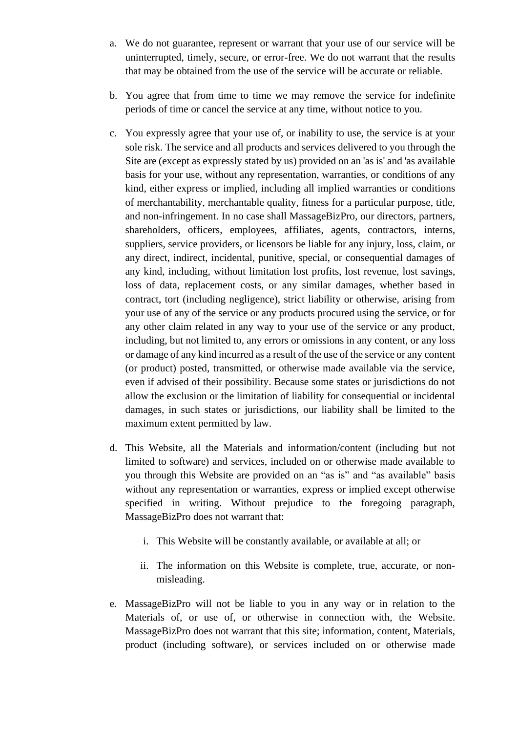a. We do not guarantee, represent or warrant that your use of our service will be uninterrupted, timely, secure, or error-free. We do not warrant that the results that may be obtained from the use of the service will be accurate or reliable.

b. You agree that from time to time we may remove the service for indefinite periods of time or cancel the service at any time, without notice to you.

c. You expressly agree that your use of, or inability to use, the service is at your sole risk. The service and all products and services delivered to you through the Site are (except as expressly stated by us) provided on an 'as is' and 'as available basis for your use, without any representation, warranties, or conditions of any kind, either express or implied, including all implied warranties or conditions of merchantability, merchantable quality, fitness for a particular purpose, title, and non-infringement. In no case shall MassageBizPro, our directors, partners, shareholders, officers, employees, affiliates, agents, contractors, interns, suppliers, service providers, or licensors be liable for any injury, loss, claim, or any direct, indirect, incidental, punitive, special, or consequential damages of any kind, including, without limitation lost profits, lost revenue, lost savings, loss of data, replacement costs, or any similar damages, whether based in contract, tort (including negligence), strict liability or otherwise, arising from your use of any of the service or any products procured using the service, or for any other claim related in any way to your use of the service or any product, including, but not limited to, any errors or omissions in any content, or any loss or damage of any kind incurred as a result of the use of the service or any content (or product) posted, transmitted, or otherwise made available via the service, even if advised of their possibility. Because some states or jurisdictions do not allow the exclusion or the limitation of liability for consequential or incidental damages, in such states or jurisdictions, our liability shall be limited to the maximum extent permitted by law.

d. This Website, all the Materials and information/content (including but not limited to software) and services, included on or otherwise made available to you through this Website are provided on an “as is” and “as available” basis without any representation or warranties, express or implied except otherwise specified in writing. Without prejudice to the foregoing paragraph, MassageBizPro does not warrant that:

    i. This Website will be constantly available, or available at all; or

    ii. The information on this Website is complete, true, accurate, or non-misleading.

e. MassageBizPro will not be liable to you in any way or in relation to the Materials of, or use of, or otherwise in connection with, the Website. MassageBizPro does not warrant that this site; information, content, Materials, product (including software), or services included on or otherwise made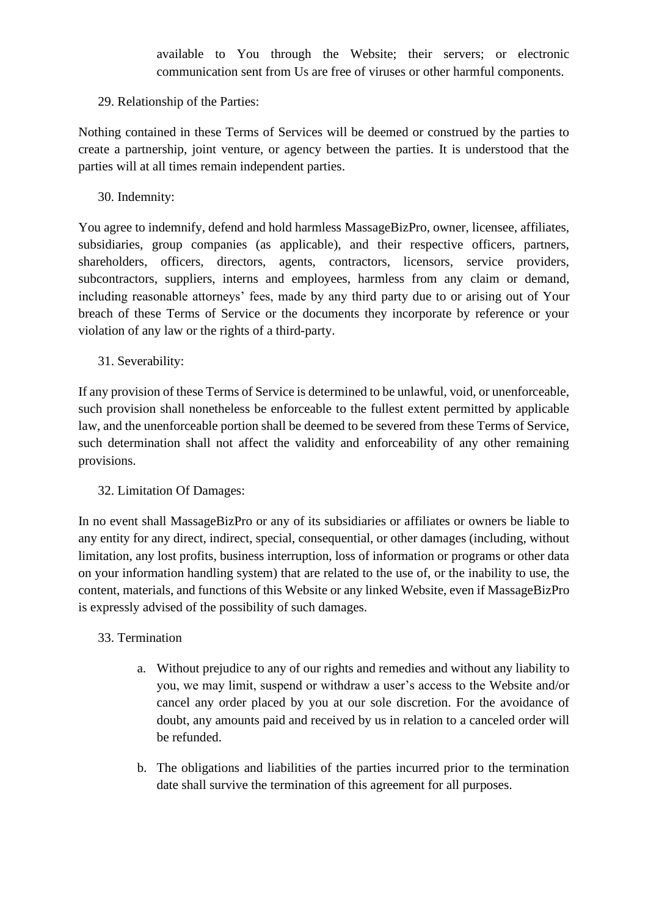available to You through the Website; their servers; or electronic communication sent from Us are free of viruses or other harmful components.

29. Relationship of the Parties:

Nothing contained in these Terms of Services will be deemed or construed by the parties to create a partnership, joint venture, or agency between the parties. It is understood that the parties will at all times remain independent parties.

30. Indemnity:

You agree to indemnify, defend and hold harmless MassageBizPro, owner, licensee, affiliates, subsidiaries, group companies (as applicable), and their respective officers, partners, shareholders, officers, directors, agents, contractors, licensors, service providers, subcontractors, suppliers, interns and employees, harmless from any claim or demand, including reasonable attorneys' fees, made by any third party due to or arising out of Your breach of these Terms of Service or the documents they incorporate by reference or your violation of any law or the rights of a third-party.

31. Severability:

If any provision of these Terms of Service is determined to be unlawful, void, or unenforceable, such provision shall nonetheless be enforceable to the fullest extent permitted by applicable law, and the unenforceable portion shall be deemed to be severed from these Terms of Service, such determination shall not affect the validity and enforceability of any other remaining provisions.

32. Limitation Of Damages:

In no event shall MassageBizPro or any of its subsidiaries or affiliates or owners be liable to any entity for any direct, indirect, special, consequential, or other damages (including, without limitation, any lost profits, business interruption, loss of information or programs or other data on your information handling system) that are related to the use of, or the inability to use, the content, materials, and functions of this Website or any linked Website, even if MassageBizPro is expressly advised of the possibility of such damages.

33. Termination

a. Without prejudice to any of our rights and remedies and without any liability to you, we may limit, suspend or withdraw a user's access to the Website and/or cancel any order placed by you at our sole discretion. For the avoidance of doubt, any amounts paid and received by us in relation to a canceled order will be refunded.

b. The obligations and liabilities of the parties incurred prior to the termination date shall survive the termination of this agreement for all purposes.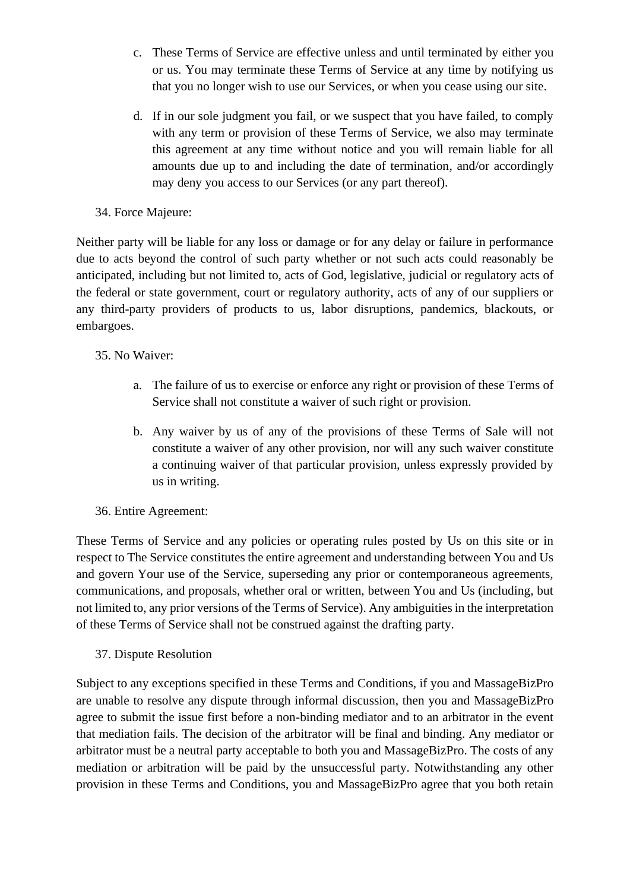c. These Terms of Service are effective unless and until terminated by either you or us. You may terminate these Terms of Service at any time by notifying us that you no longer wish to use our Services, or when you cease using our site.

d. If in our sole judgment you fail, or we suspect that you have failed, to comply with any term or provision of these Terms of Service, we also may terminate this agreement at any time without notice and you will remain liable for all amounts due up to and including the date of termination, and/or accordingly may deny you access to our Services (or any part thereof).

34. Force Majeure:

Neither party will be liable for any loss or damage or for any delay or failure in performance due to acts beyond the control of such party whether or not such acts could reasonably be anticipated, including but not limited to, acts of God, legislative, judicial or regulatory acts of the federal or state government, court or regulatory authority, acts of any of our suppliers or any third-party providers of products to us, labor disruptions, pandemics, blackouts, or embargoes.

35. No Waiver:

a. The failure of us to exercise or enforce any right or provision of these Terms of Service shall not constitute a waiver of such right or provision.

b. Any waiver by us of any of the provisions of these Terms of Sale will not constitute a waiver of any other provision, nor will any such waiver constitute a continuing waiver of that particular provision, unless expressly provided by us in writing.

36. Entire Agreement:

These Terms of Service and any policies or operating rules posted by Us on this site or in respect to The Service constitutes the entire agreement and understanding between You and Us and govern Your use of the Service, superseding any prior or contemporaneous agreements, communications, and proposals, whether oral or written, between You and Us (including, but not limited to, any prior versions of the Terms of Service). Any ambiguities in the interpretation of these Terms of Service shall not be construed against the drafting party.

37. Dispute Resolution

Subject to any exceptions specified in these Terms and Conditions, if you and MassageBizPro are unable to resolve any dispute through informal discussion, then you and MassageBizPro agree to submit the issue first before a non-binding mediator and to an arbitrator in the event that mediation fails. The decision of the arbitrator will be final and binding. Any mediator or arbitrator must be a neutral party acceptable to both you and MassageBizPro. The costs of any mediation or arbitration will be paid by the unsuccessful party. Notwithstanding any other provision in these Terms and Conditions, you and MassageBizPro agree that you both retain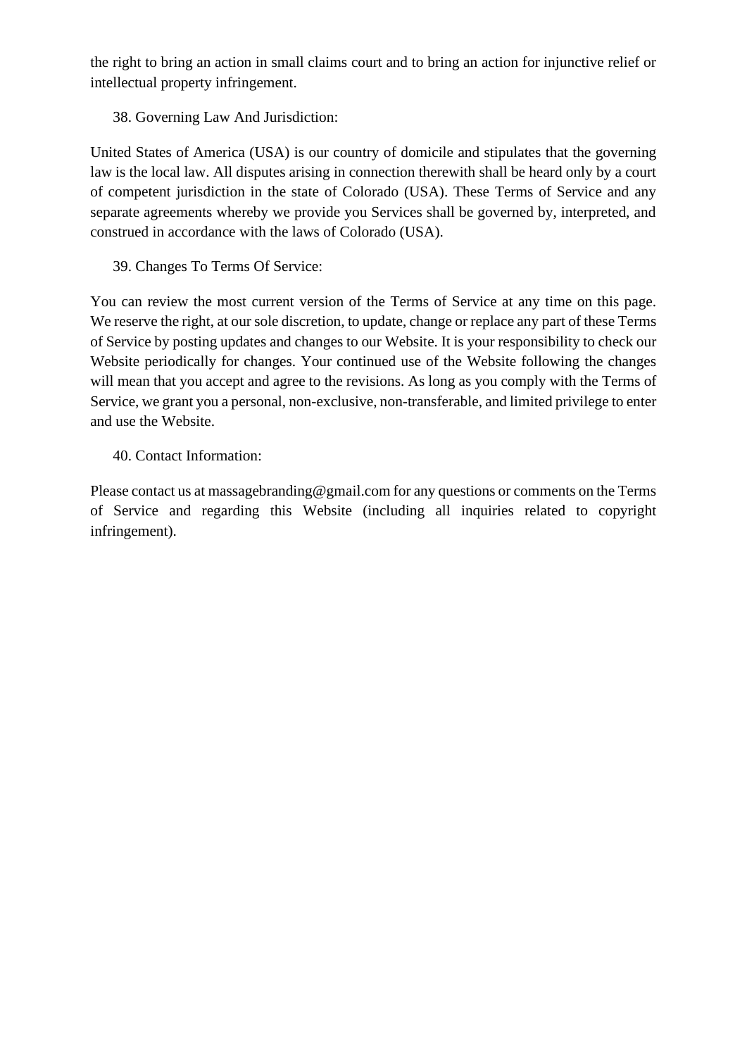the right to bring an action in small claims court and to bring an action for injunctive relief or intellectual property infringement.

38. Governing Law And Jurisdiction:

United States of America (USA) is our country of domicile and stipulates that the governing law is the local law. All disputes arising in connection therewith shall be heard only by a court of competent jurisdiction in the state of Colorado (USA). These Terms of Service and any separate agreements whereby we provide you Services shall be governed by, interpreted, and construed in accordance with the laws of Colorado (USA).

39. Changes To Terms Of Service:

You can review the most current version of the Terms of Service at any time on this page. We reserve the right, at our sole discretion, to update, change or replace any part of these Terms of Service by posting updates and changes to our Website. It is your responsibility to check our Website periodically for changes. Your continued use of the Website following the changes will mean that you accept and agree to the revisions. As long as you comply with the Terms of Service, we grant you a personal, non-exclusive, non-transferable, and limited privilege to enter and use the Website.

40. Contact Information:

Please contact us at massagebranding@gmail.com for any questions or comments on the Terms of Service and regarding this Website (including all inquiries related to copyright infringement).